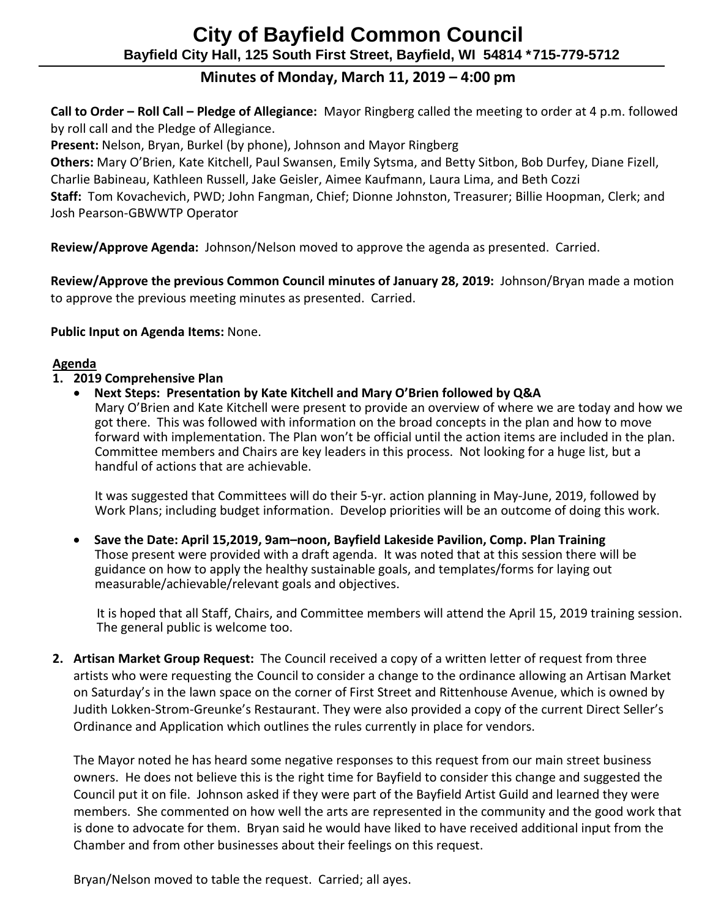# City of Bayfield Common Council

**Bayfield City Hall, 125 South First Street, Bayfield, WI 54814 *715-779-5712**

## Minutes of Monday, March 11, 2019 – 4:00 pm

**Call to Order – Roll Call – Pledge of Allegiance:** Mayor Ringberg called the meeting to order at 4 p.m. followed by roll call and the Pledge of Allegiance.

**Present:** Nelson, Bryan, Burkel (by phone), Johnson and Mayor Ringberg

**Others:** Mary O'Brien, Kate Kitchell, Paul Swansen, Emily Sytsma, and Betty Sitbon, Bob Durfey, Diane Fizell, Charlie Babineau, Kathleen Russell, Jake Geisler, Aimee Kaufmann, Laura Lima, and Beth Cozzi

**Staff:** Tom Kovachevich, PWD; John Fangman, Chief; Dionne Johnston, Treasurer; Billie Hoopman, Clerk; and Josh Pearson-GBWWTP Operator

**Review/Approve Agenda:** Johnson/Nelson moved to approve the agenda as presented. Carried.

**Review/Approve the previous Common Council minutes of January 28, 2019:** Johnson/Bryan made a motion to approve the previous meeting minutes as presented. Carried.

**Public Input on Agenda Items:** None.

**Agenda**

1. **2019 Comprehensive Plan**
   - **Next Steps: Presentation by Kate Kitchell and Mary O'Brien followed by Q&A**
     Mary O'Brien and Kate Kitchell were present to provide an overview of where we are today and how we got there. This was followed with information on the broad concepts in the plan and how to move forward with implementation. The Plan won't be official until the action items are included in the plan. Committee members and Chairs are key leaders in this process. Not looking for a huge list, but a handful of actions that are achievable.

     It was suggested that Committees will do their 5-yr. action planning in May-June, 2019, followed by Work Plans; including budget information. Develop priorities will be an outcome of doing this work.

   - **Save the Date: April 15,2019, 9am–noon, Bayfield Lakeside Pavilion, Comp. Plan Training**
     Those present were provided with a draft agenda. It was noted that at this session there will be guidance on how to apply the healthy sustainable goals, and templates/forms for laying out measurable/achievable/relevant goals and objectives.

     It is hoped that all Staff, Chairs, and Committee members will attend the April 15, 2019 training session. The general public is welcome too.

2. **Artisan Market Group Request:** The Council received a copy of a written letter of request from three artists who were requesting the Council to consider a change to the ordinance allowing an Artisan Market on Saturday's in the lawn space on the corner of First Street and Rittenhouse Avenue, which is owned by Judith Lokken-Strom-Greunke's Restaurant. They were also provided a copy of the current Direct Seller's Ordinance and Application which outlines the rules currently in place for vendors.

   The Mayor noted he has heard some negative responses to this request from our main street business owners. He does not believe this is the right time for Bayfield to consider this change and suggested the Council put it on file. Johnson asked if they were part of the Bayfield Artist Guild and learned they were members. She commented on how well the arts are represented in the community and the good work that is done to advocate for them. Bryan said he would have liked to have received additional input from the Chamber and from other businesses about their feelings on this request.

   Bryan/Nelson moved to table the request. Carried; all ayes.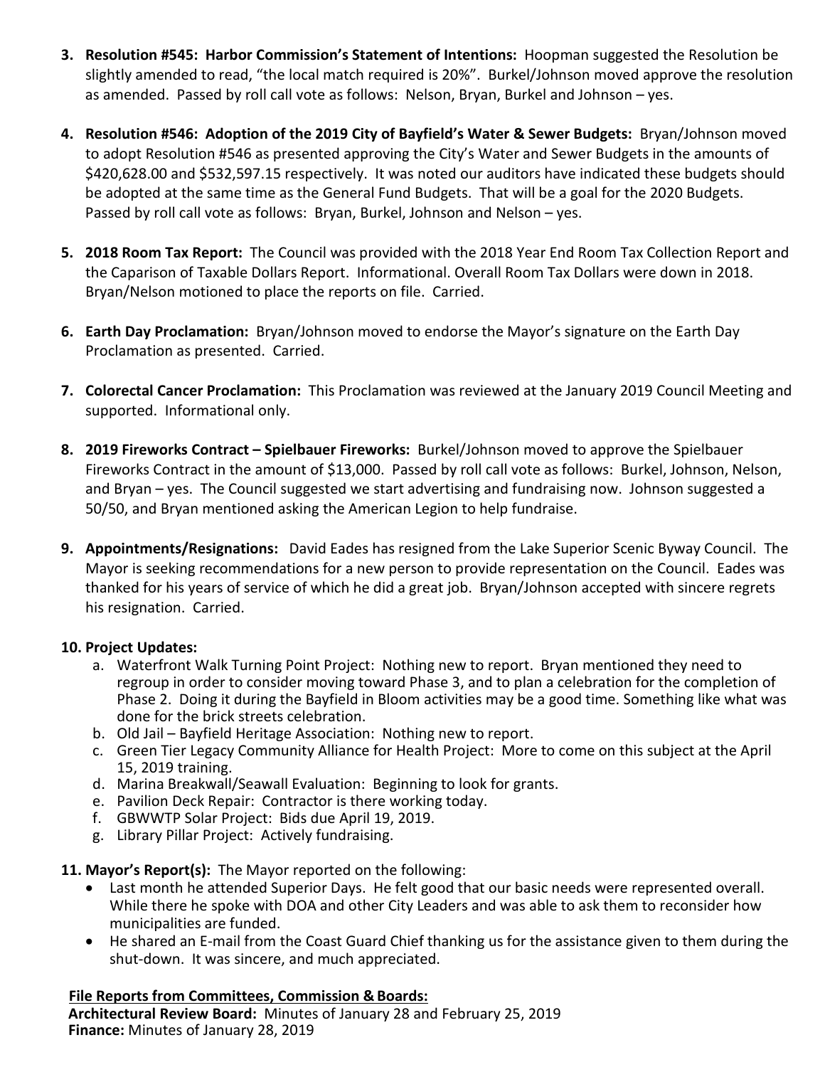3. **Resolution #545: Harbor Commission's Statement of Intentions:** Hoopman suggested the Resolution be slightly amended to read, "the local match required is 20%". Burkel/Johnson moved approve the resolution as amended. Passed by roll call vote as follows: Nelson, Bryan, Burkel and Johnson – yes.

4. **Resolution #546: Adoption of the 2019 City of Bayfield's Water & Sewer Budgets:** Bryan/Johnson moved to adopt Resolution #546 as presented approving the City's Water and Sewer Budgets in the amounts of $420,628.00 and $532,597.15 respectively. It was noted our auditors have indicated these budgets should be adopted at the same time as the General Fund Budgets. That will be a goal for the 2020 Budgets. Passed by roll call vote as follows: Bryan, Burkel, Johnson and Nelson – yes.

5. **2018 Room Tax Report:** The Council was provided with the 2018 Year End Room Tax Collection Report and the Caparison of Taxable Dollars Report. Informational. Overall Room Tax Dollars were down in 2018. Bryan/Nelson motioned to place the reports on file. Carried.

6. **Earth Day Proclamation:** Bryan/Johnson moved to endorse the Mayor's signature on the Earth Day Proclamation as presented. Carried.

7. **Colorectal Cancer Proclamation:** This Proclamation was reviewed at the January 2019 Council Meeting and supported. Informational only.

8. **2019 Fireworks Contract – Spielbauer Fireworks:** Burkel/Johnson moved to approve the Spielbauer Fireworks Contract in the amount of $13,000. Passed by roll call vote as follows: Burkel, Johnson, Nelson, and Bryan – yes. The Council suggested we start advertising and fundraising now. Johnson suggested a 50/50, and Bryan mentioned asking the American Legion to help fundraise.

9. **Appointments/Resignations:** David Eades has resigned from the Lake Superior Scenic Byway Council. The Mayor is seeking recommendations for a new person to provide representation on the Council. Eades was thanked for his years of service of which he did a great job. Bryan/Johnson accepted with sincere regrets his resignation. Carried.

10. **Project Updates:**
    a. Waterfront Walk Turning Point Project: Nothing new to report. Bryan mentioned they need to regroup in order to consider moving toward Phase 3, and to plan a celebration for the completion of Phase 2. Doing it during the Bayfield in Bloom activities may be a good time. Something like what was done for the brick streets celebration.
    b. Old Jail – Bayfield Heritage Association: Nothing new to report.
    c. Green Tier Legacy Community Alliance for Health Project: More to come on this subject at the April 15, 2019 training.
    d. Marina Breakwall/Seawall Evaluation: Beginning to look for grants.
    e. Pavilion Deck Repair: Contractor is there working today.
    f. GBWWTP Solar Project: Bids due April 19, 2019.
    g. Library Pillar Project: Actively fundraising.

11. **Mayor's Report(s):** The Mayor reported on the following:
    - Last month he attended Superior Days. He felt good that our basic needs were represented overall. While there he spoke with DOA and other City Leaders and was able to ask them to reconsider how municipalities are funded.
    - He shared an E-mail from the Coast Guard Chief thanking us for the assistance given to them during the shut-down. It was sincere, and much appreciated.

**File Reports from Committees, Commission & Boards:**

**Architectural Review Board:** Minutes of January 28 and February 25, 2019
**Finance:** Minutes of January 28, 2019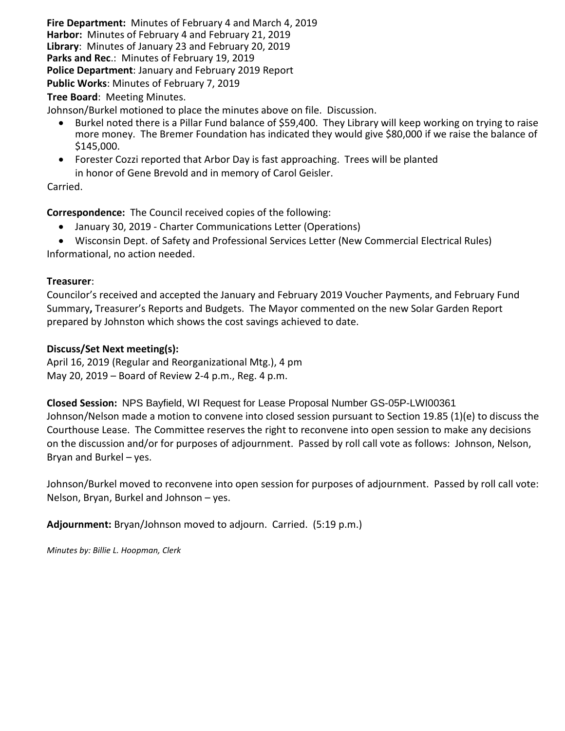**Fire Department:** Minutes of February 4 and March 4, 2019
**Harbor:** Minutes of February 4 and February 21, 2019
**Library**: Minutes of January 23 and February 20, 2019
**Parks and Rec**.: Minutes of February 19, 2019
**Police Department**: January and February 2019 Report
**Public Works**: Minutes of February 7, 2019
**Tree Board**: Meeting Minutes.

Johnson/Burkel motioned to place the minutes above on file. Discussion.

- Burkel noted there is a Pillar Fund balance of $59,400. They Library will keep working on trying to raise more money. The Bremer Foundation has indicated they would give $80,000 if we raise the balance of $145,000.
- Forester Cozzi reported that Arbor Day is fast approaching. Trees will be planted in honor of Gene Brevold and in memory of Carol Geisler.

Carried.

**Correspondence:** The Council received copies of the following:

- January 30, 2019 - Charter Communications Letter (Operations)
- Wisconsin Dept. of Safety and Professional Services Letter (New Commercial Electrical Rules)

Informational, no action needed.

**Treasurer**:

Councilor's received and accepted the January and February 2019 Voucher Payments, and February Fund Summary**,** Treasurer's Reports and Budgets. The Mayor commented on the new Solar Garden Report prepared by Johnston which shows the cost savings achieved to date.

**Discuss/Set Next meeting(s):**

April 16, 2019 (Regular and Reorganizational Mtg.), 4 pm
May 20, 2019 – Board of Review 2-4 p.m., Reg. 4 p.m.

**Closed Session:** NPS Bayfield, WI Request for Lease Proposal Number GS-05P-LWI00361
Johnson/Nelson made a motion to convene into closed session pursuant to Section 19.85 (1)(e) to discuss the Courthouse Lease. The Committee reserves the right to reconvene into open session to make any decisions on the discussion and/or for purposes of adjournment. Passed by roll call vote as follows: Johnson, Nelson, Bryan and Burkel – yes.

Johnson/Burkel moved to reconvene into open session for purposes of adjournment. Passed by roll call vote: Nelson, Bryan, Burkel and Johnson – yes.

**Adjournment:** Bryan/Johnson moved to adjourn. Carried. (5:19 p.m.)

*Minutes by: Billie L. Hoopman, Clerk*